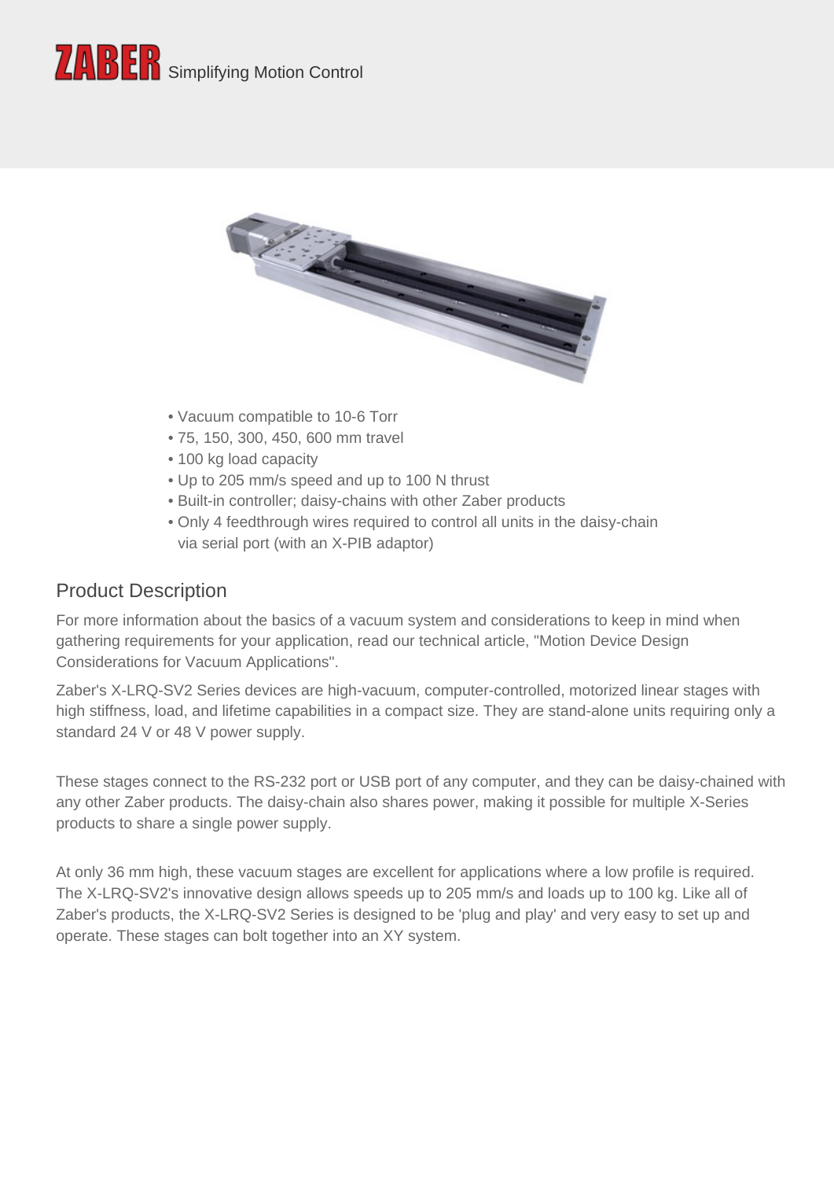ZABER Simplifying Motion Control

- Vacuum compatible to 10-6 Torr
- 75, 150, 300, 450, 600 mm travel
- 100 kg load capacity
- Up to 205 mm/s speed and up to 100 N thrust
- Built-in controller; daisy-chains with other Zaber products
- Only 4 feedthrough wires required to control all units in the daisy-chain via serial port (with an X-PIB adaptor)

## Product Description

For more information about the basics of a vacuum system and considerations to keep in mind when gathering requirements for your application, read our technical article, "Motion Device Design Considerations for Vacuum Applications".

Zaber's X-LRQ-SV2 Series devices are high-vacuum, computer-controlled, motorized linear stages with high stiffness, load, and lifetime capabilities in a compact size. They are stand-alone units requiring only a standard 24 V or 48 V power supply.

These stages connect to the RS-232 port or USB port of any computer, and they can be daisy-chained with any other Zaber products. The daisy-chain also shares power, making it possible for multiple X-Series products to share a single power supply.

At only 36 mm high, these vacuum stages are excellent for applications where a low profile is required. The X-LRQ-SV2's innovative design allows speeds up to 205 mm/s and loads up to 100 kg. Like all of Zaber's products, the X-LRQ-SV2 Series is designed to be 'plug and play' and very easy to set up and operate. These stages can bolt together into an XY system.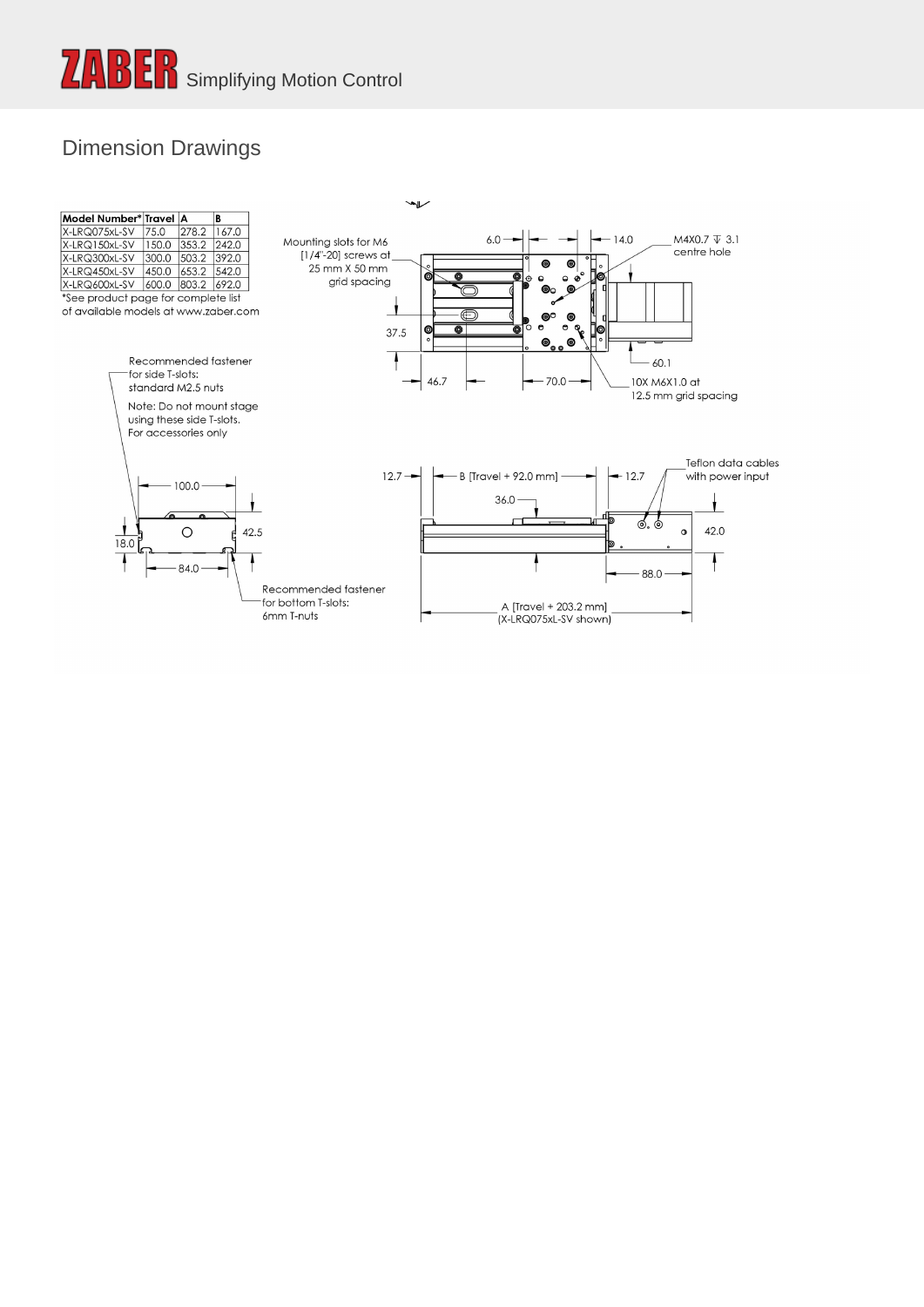## Dimension Drawings

| Model Number* | Travel | A | B |
|---|---|---|---|
| X-LRQ075xL-SV | 75.0 | 278.2 | 167.0 |
| X-LRQ150xL-SV | 150.0 | 353.2 | 242.0 |
| X-LRQ300xL-SV | 300.0 | 503.2 | 392.0 |
| X-LRQ450xL-SV | 450.0 | 653.2 | 542.0 |
| X-LRQ600xL-SV | 600.0 | 803.2 | 692.0 |

*See product page for complete list of available models at www.zaber.com

Mounting slots for M6 [1/4"-20] screws at 25 mm X 50 mm grid spacing

6.0

14.0

M4X0.7 ⊽ 3.1 centre hole

37.5

60.1

46.7

70.0

10X M6X1.0 at 12.5 mm grid spacing

Recommended fastener for side T-slots: standard M2.5 nuts

Note: Do not mount stage using these side T-slots. For accessories only

100.0

18.0

42.5

84.0

Recommended fastener for bottom T-slots: 6mm T-nuts

12.7

B [Travel + 92.0 mm]

12.7

Teflon data cables with power input

36.0

42.0

88.0

A [Travel + 203.2 mm] (X-LRQ075xL-SV shown)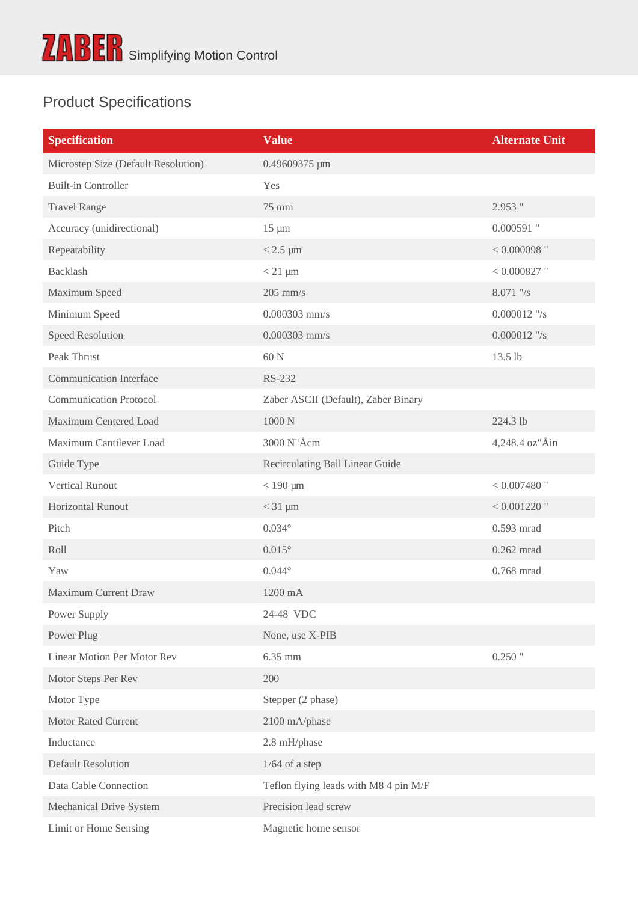## Product Specifications

| Specification | Value | Alternate Unit |
|---|---|---|
| Microstep Size (Default Resolution) | 0.49609375 µm | |
| Built-in Controller | Yes | |
| Travel Range | 75 mm | 2.953 " |
| Accuracy (unidirectional) | 15 µm | 0.000591 " |
| Repeatability | < 2.5 µm | < 0.000098 " |
| Backlash | < 21 µm | < 0.000827 " |
| Maximum Speed | 205 mm/s | 8.071 "/s |
| Minimum Speed | 0.000303 mm/s | 0.000012 "/s |
| Speed Resolution | 0.000303 mm/s | 0.000012 "/s |
| Peak Thrust | 60 N | 13.5 lb |
| Communication Interface | RS-232 | |
| Communication Protocol | Zaber ASCII (Default), Zaber Binary | |
| Maximum Centered Load | 1000 N | 224.3 lb |
| Maximum Cantilever Load | 3000 N"Åcm | 4,248.4 oz"Åin |
| Guide Type | Recirculating Ball Linear Guide | |
| Vertical Runout | < 190 µm | < 0.007480 " |
| Horizontal Runout | < 31 µm | < 0.001220 " |
| Pitch | 0.034° | 0.593 mrad |
| Roll | 0.015° | 0.262 mrad |
| Yaw | 0.044° | 0.768 mrad |
| Maximum Current Draw | 1200 mA | |
| Power Supply | 24-48 VDC | |
| Power Plug | None, use X-PIB | |
| Linear Motion Per Motor Rev | 6.35 mm | 0.250 " |
| Motor Steps Per Rev | 200 | |
| Motor Type | Stepper (2 phase) | |
| Motor Rated Current | 2100 mA/phase | |
| Inductance | 2.8 mH/phase | |
| Default Resolution | 1/64 of a step | |
| Data Cable Connection | Teflon flying leads with M8 4 pin M/F | |
| Mechanical Drive System | Precision lead screw | |
| Limit or Home Sensing | Magnetic home sensor | |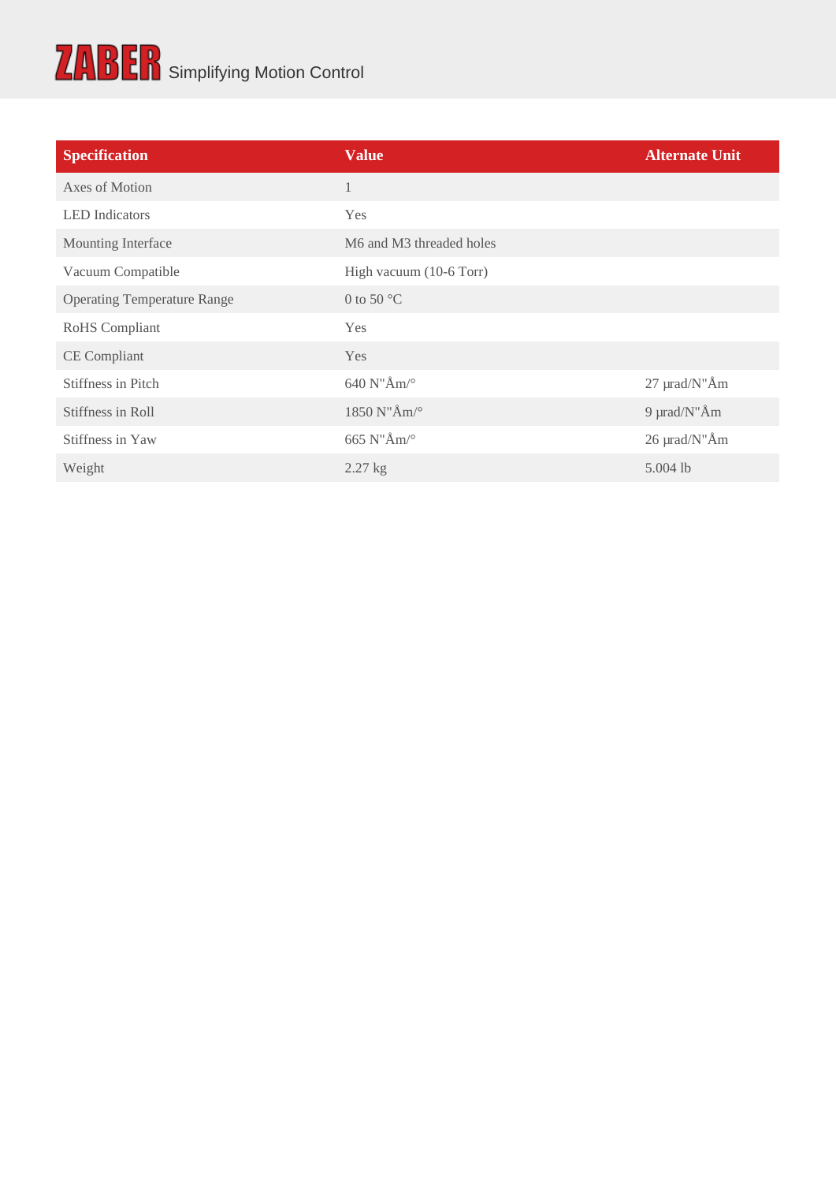| Specification | Value | Alternate Unit |
| --- | --- | --- |
| Axes of Motion | 1 | |
| LED Indicators | Yes | |
| Mounting Interface | M6 and M3 threaded holes | |
| Vacuum Compatible | High vacuum (10-6 Torr) | |
| Operating Temperature Range | 0 to 50 °C | |
| RoHS Compliant | Yes | |
| CE Compliant | Yes | |
| Stiffness in Pitch | 640 N"Åm/° | 27 µrad/N"Åm |
| Stiffness in Roll | 1850 N"Åm/° | 9 µrad/N"Åm |
| Stiffness in Yaw | 665 N"Åm/° | 26 µrad/N"Åm |
| Weight | 2.27 kg | 5.004 lb |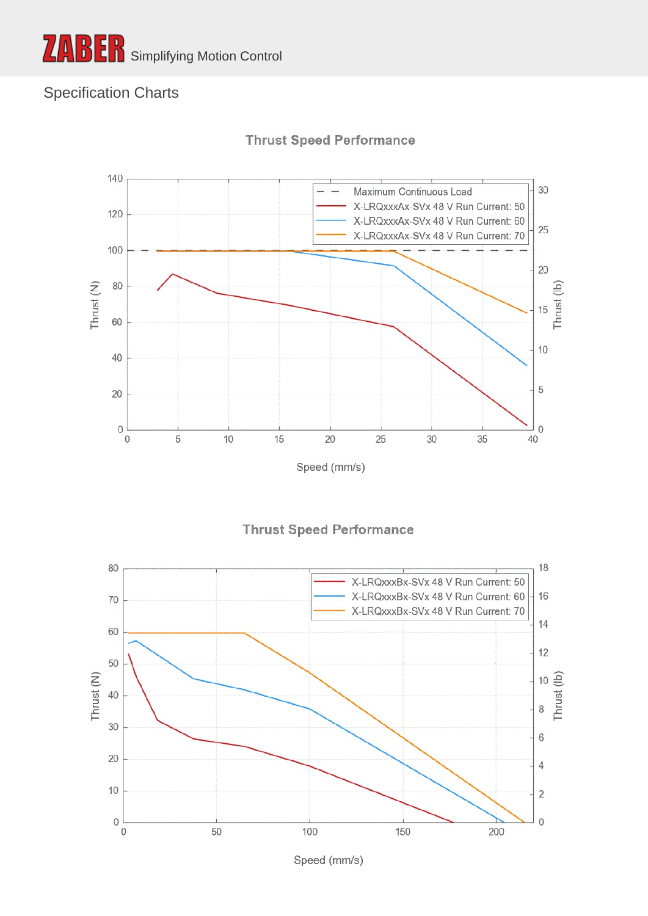## Specification Charts

### Thrust Speed Performance

### Thrust Speed Performance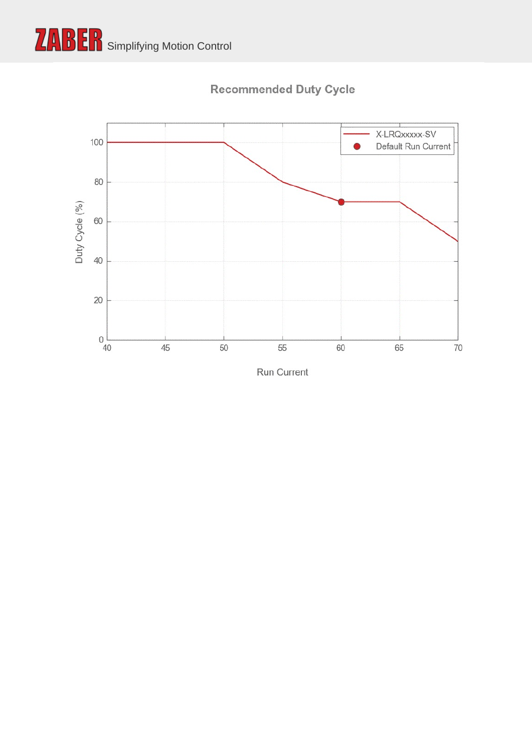## Recommended Duty Cycle

Duty Cycle (%)

100
80
60
40
20
0

40 45 50 55 60 65 70

Run Current

X-LRQxxxxx-SV
Default Run Current